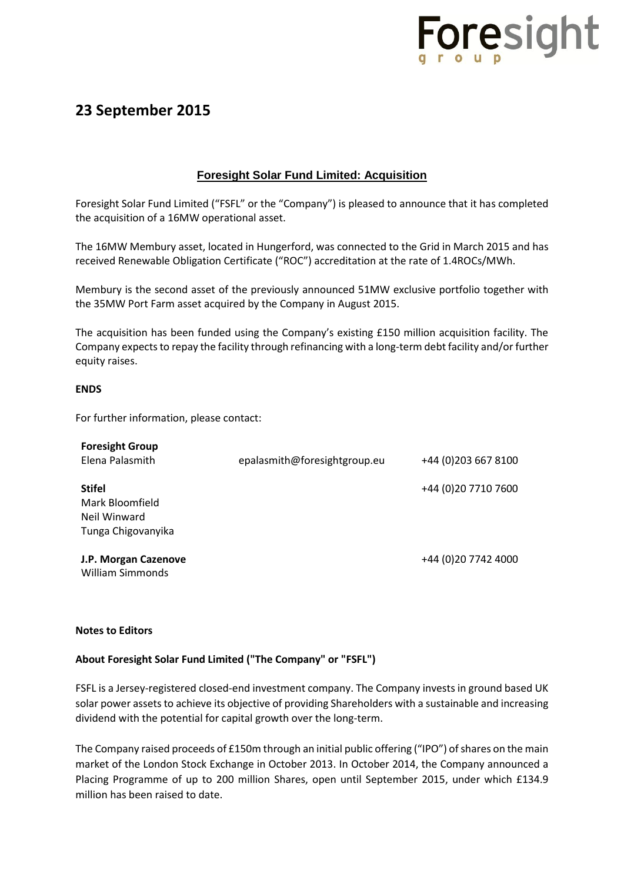## 23 September 2015

### Foresight Solar Fund Limited: Acquisition

Foresight Solar Fund Limited ("FSFL" or the "Company") is pleased to announce that it has completed the acquisition of a 16MW operational asset.

The 16MW Membury asset, located in Hungerford, was connected to the Grid in March 2015 and has received Renewable Obligation Certificate ("ROC") accreditation at the rate of 1.4ROCs/MWh.

Membury is the second asset of the previously announced 51MW exclusive portfolio together with the 35MW Port Farm asset acquired by the Company in August 2015.

The acquisition has been funded using the Company's existing £150 million acquisition facility. The Company expects to repay the facility through refinancing with a long-term debt facility and/or further equity raises.

**ENDS**

For further information, please contact:

| | | |
|---|---|---|
| **Foresight Group**<br>Elena Palasmith | epalasmith@foresightgroup.eu | +44 (0)203 667 8100 |
| **Stifel**<br>Mark Bloomfield<br>Neil Winward<br>Tunga Chigovanyika | | +44 (0)20 7710 7600 |
| **J.P. Morgan Cazenove**<br>William Simmonds | | +44 (0)20 7742 4000 |

**Notes to Editors**

**About Foresight Solar Fund Limited ("The Company" or "FSFL")**

FSFL is a Jersey-registered closed-end investment company. The Company invests in ground based UK solar power assets to achieve its objective of providing Shareholders with a sustainable and increasing dividend with the potential for capital growth over the long-term.

The Company raised proceeds of £150m through an initial public offering ("IPO") of shares on the main market of the London Stock Exchange in October 2013. In October 2014, the Company announced a Placing Programme of up to 200 million Shares, open until September 2015, under which £134.9 million has been raised to date.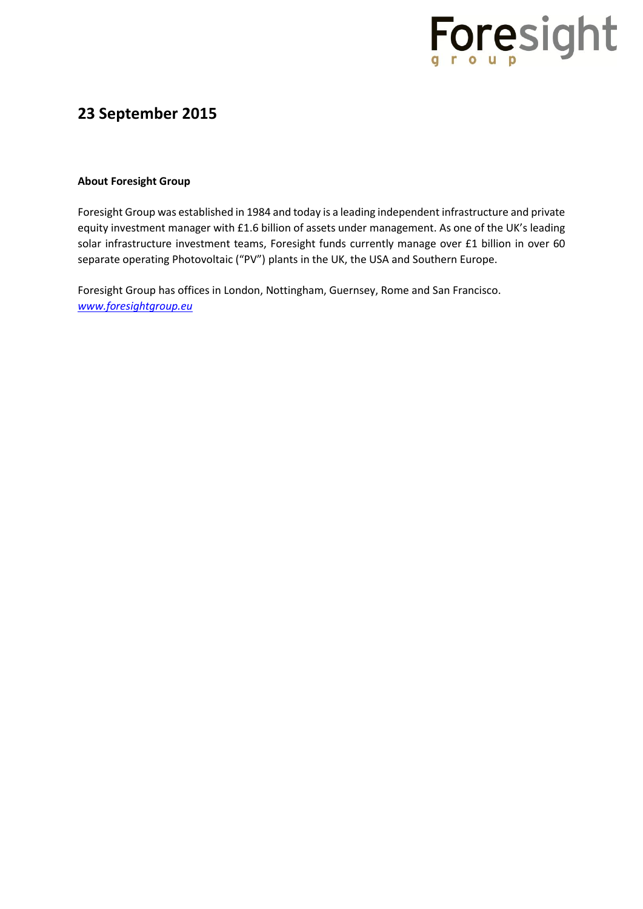## 23 September 2015

**About Foresight Group**

Foresight Group was established in 1984 and today is a leading independent infrastructure and private equity investment manager with £1.6 billion of assets under management. As one of the UK's leading solar infrastructure investment teams, Foresight funds currently manage over £1 billion in over 60 separate operating Photovoltaic ("PV") plants in the UK, the USA and Southern Europe.

Foresight Group has offices in London, Nottingham, Guernsey, Rome and San Francisco.
*www.foresightgroup.eu*